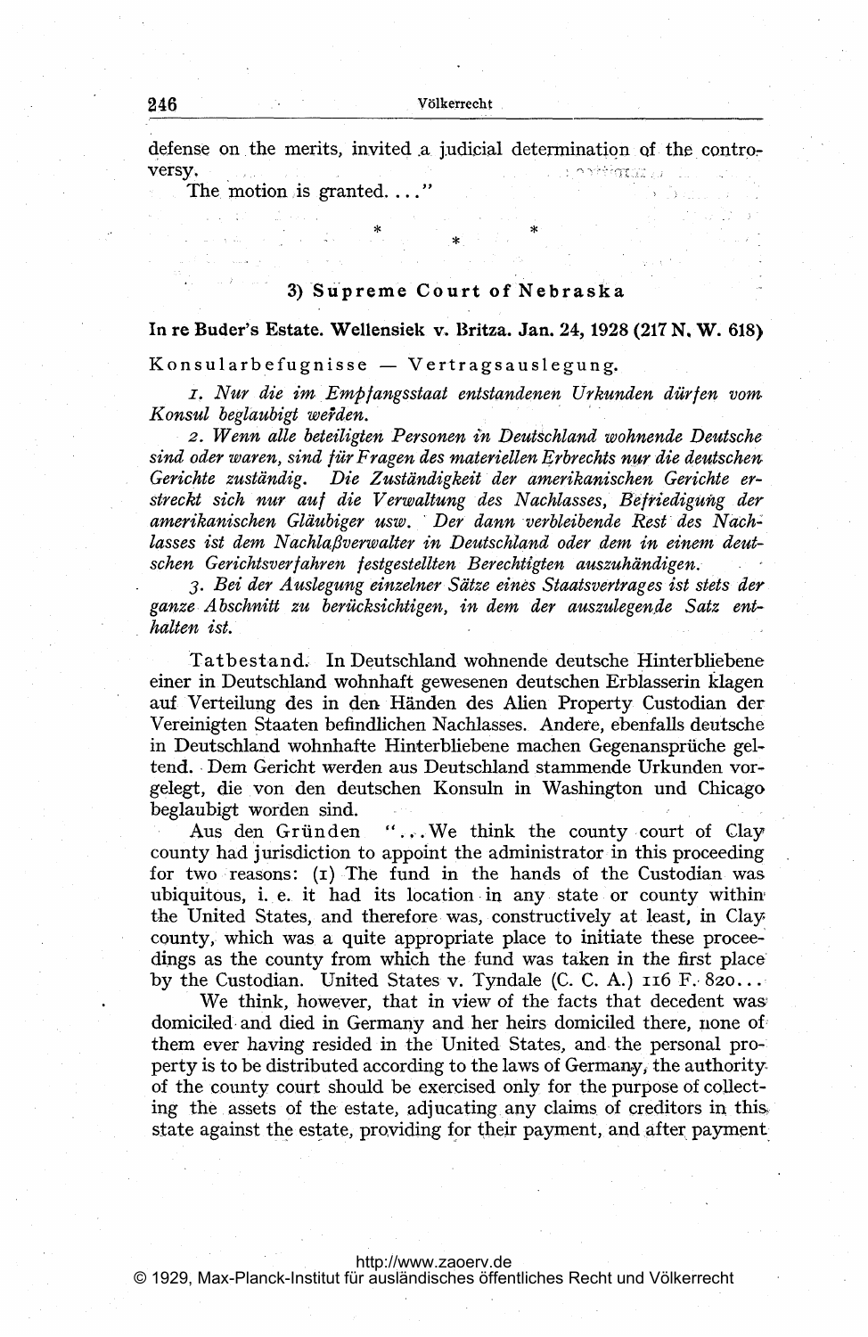defense on the merits, invited a judicial determination of the controversy.

The motion is granted...."

\* \* \*

### 3) Supreme Court of Nebraska

**In re Buder's Estate. Wellensiek v. Britza. Jan. 24, 1928 (217 N. W. 618)**

Konsularbefugnisse — Vertragsauslegung.

*1. Nur die im Empfangsstaat entstandenen Urkunden dürfen vom Konsul beglaubigt werden.*

*2. Wenn alle beteiligten Personen in Deutschland wohnende Deutsche sind oder waren, sind für Fragen des materiellen Erbrechts nur die deutschen Gerichte zuständig. Die Zuständigkeit der amerikanischen Gerichte erstreckt sich nur auf die Verwaltung des Nachlasses, Befriedigung der amerikanischen Gläubiger usw. Der dann verbleibende Rest des Nachlasses ist dem Nachlaßverwalter in Deutschland oder dem in einem deutschen Gerichtsverfahren festgestellten Berechtigten auszuhändigen.*

*3. Bei der Auslegung einzelner Sätze eines Staatsvertrages ist stets der ganze Abschnitt zu berücksichtigen, in dem der auszulegende Satz enthalten ist.*

Tatbestand. In Deutschland wohnende deutsche Hinterbliebene einer in Deutschland wohnhaft gewesenen deutschen Erblasserin klagen auf Verteilung des in den Händen des Alien Property Custodian der Vereinigten Staaten befindlichen Nachlasses. Andere, ebenfalls deutsche in Deutschland wohnhafte Hinterbliebene machen Gegenansprüche geltend. Dem Gericht werden aus Deutschland stammende Urkunden vorgelegt, die von den deutschen Konsuln in Washington und Chicago beglaubigt worden sind.

Aus den Gründen "...We think the county court of Clay county had jurisdiction to appoint the administrator in this proceeding for two reasons: (1) The fund in the hands of the Custodian was ubiquitous, i. e. it had its location in any state or county within the United States, and therefore was, constructively at least, in Clay county, which was a quite appropriate place to initiate these proceedings as the county from which the fund was taken in the first place by the Custodian. United States v. Tyndale (C. C. A.) 116 F. 820...

We think, however, that in view of the facts that decedent was domiciled and died in Germany and her heirs domiciled there, none of them ever having resided in the United States, and the personal property is to be distributed according to the laws of Germany, the authority of the county court should be exercised only for the purpose of collecting the assets of the estate, adjucating any claims of creditors in this state against the estate, providing for their payment, and after payment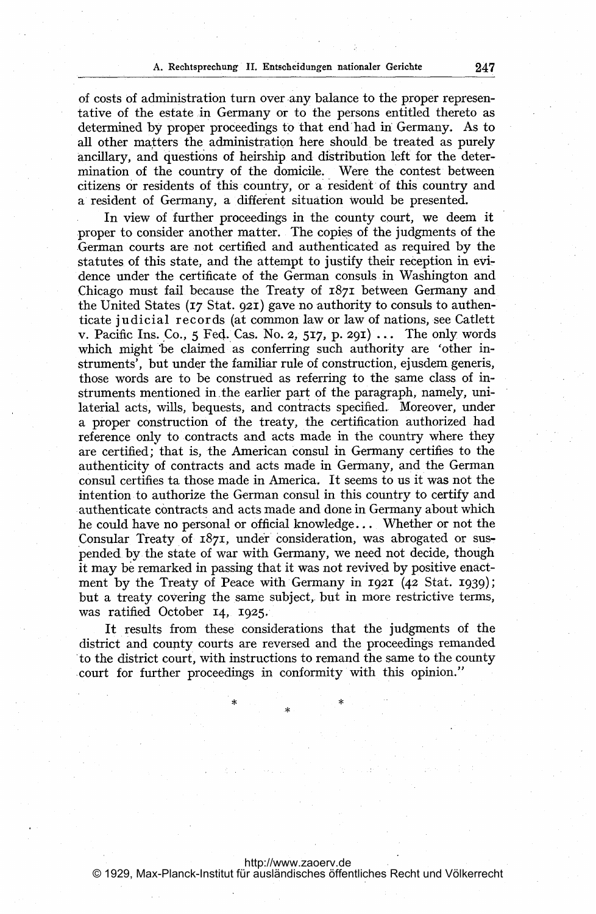of costs of administration turn over any balance to the proper representative of the estate in Germany or to the persons entitled thereto as determined by proper proceedings to that end had in Germany. As to all other matters the administration here should be treated as purely ancillary, and questions of heirship and distribution left for the determination of the country of the domicile. Were the contest between citizens or residents of this country, or a resident of this country and a resident of Germany, a different situation would be presented.

In view of further proceedings in the county court, we deem it proper to consider another matter. The copies of the judgments of the German courts are not certified and authenticated as required by the statutes of this state, and the attempt to justify their reception in evidence under the certificate of the German consuls in Washington and Chicago must fail because the Treaty of 1871 between Germany and the United States (17 Stat. 921) gave no authority to consuls to authenticate judicial records (at common law or law of nations, see Catlett v. Pacific Ins. Co., 5 Fed. Cas. No. 2, 517, p. 291) ... The only words which might be claimed as conferring such authority are 'other instruments', but under the familiar rule of construction, ejusdem generis, those words are to be construed as referring to the same class of instruments mentioned in the earlier part of the paragraph, namely, unilateral acts, wills, bequests, and contracts specified. Moreover, under a proper construction of the treaty, the certification authorized had reference only to contracts and acts made in the country where they are certified; that is, the American consul in Germany certifies to the authenticity of contracts and acts made in Germany, and the German consul certifies ta those made in America. It seems to us it was not the intention to authorize the German consul in this country to certify and authenticate contracts and acts made and done in Germany about which he could have no personal or official knowledge... Whether or not the Consular Treaty of 1871, under consideration, was abrogated or suspended by the state of war with Germany, we need not decide, though it may be remarked in passing that it was not revived by positive enactment by the Treaty of Peace with Germany in 1921 (42 Stat. 1939); but a treaty covering the same subject, but in more restrictive terms, was ratified October 14, 1925.

It results from these considerations that the judgments of the district and county courts are reversed and the proceedings remanded to the district court, with instructions to remand the same to the county court for further proceedings in conformity with this opinion."

\* \* \*